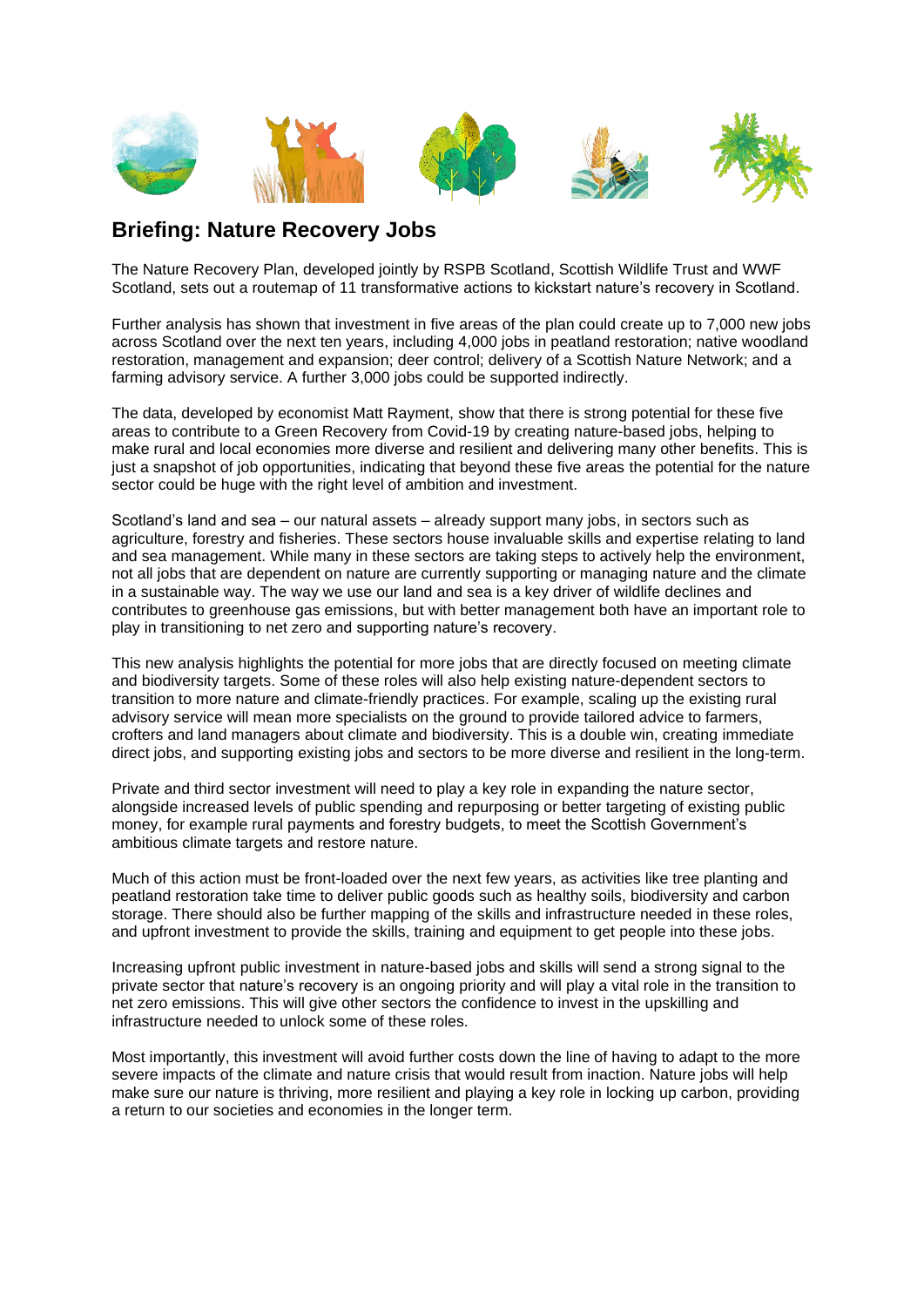# Briefing: Nature Recovery Jobs

The Nature Recovery Plan, developed jointly by RSPB Scotland, Scottish Wildlife Trust and WWF Scotland, sets out a routemap of 11 transformative actions to kickstart nature's recovery in Scotland.

Further analysis has shown that investment in five areas of the plan could create up to 7,000 new jobs across Scotland over the next ten years, including 4,000 jobs in peatland restoration; native woodland restoration, management and expansion; deer control; delivery of a Scottish Nature Network; and a farming advisory service. A further 3,000 jobs could be supported indirectly.

The data, developed by economist Matt Rayment, show that there is strong potential for these five areas to contribute to a Green Recovery from Covid-19 by creating nature-based jobs, helping to make rural and local economies more diverse and resilient and delivering many other benefits. This is just a snapshot of job opportunities, indicating that beyond these five areas the potential for the nature sector could be huge with the right level of ambition and investment.

Scotland's land and sea – our natural assets – already support many jobs, in sectors such as agriculture, forestry and fisheries. These sectors house invaluable skills and expertise relating to land and sea management. While many in these sectors are taking steps to actively help the environment, not all jobs that are dependent on nature are currently supporting or managing nature and the climate in a sustainable way. The way we use our land and sea is a key driver of wildlife declines and contributes to greenhouse gas emissions, but with better management both have an important role to play in transitioning to net zero and supporting nature's recovery.

This new analysis highlights the potential for more jobs that are directly focused on meeting climate and biodiversity targets. Some of these roles will also help existing nature-dependent sectors to transition to more nature and climate-friendly practices. For example, scaling up the existing rural advisory service will mean more specialists on the ground to provide tailored advice to farmers, crofters and land managers about climate and biodiversity. This is a double win, creating immediate direct jobs, and supporting existing jobs and sectors to be more diverse and resilient in the long-term.

Private and third sector investment will need to play a key role in expanding the nature sector, alongside increased levels of public spending and repurposing or better targeting of existing public money, for example rural payments and forestry budgets, to meet the Scottish Government's ambitious climate targets and restore nature.

Much of this action must be front-loaded over the next few years, as activities like tree planting and peatland restoration take time to deliver public goods such as healthy soils, biodiversity and carbon storage. There should also be further mapping of the skills and infrastructure needed in these roles, and upfront investment to provide the skills, training and equipment to get people into these jobs.

Increasing upfront public investment in nature-based jobs and skills will send a strong signal to the private sector that nature's recovery is an ongoing priority and will play a vital role in the transition to net zero emissions. This will give other sectors the confidence to invest in the upskilling and infrastructure needed to unlock some of these roles.

Most importantly, this investment will avoid further costs down the line of having to adapt to the more severe impacts of the climate and nature crisis that would result from inaction. Nature jobs will help make sure our nature is thriving, more resilient and playing a key role in locking up carbon, providing a return to our societies and economies in the longer term.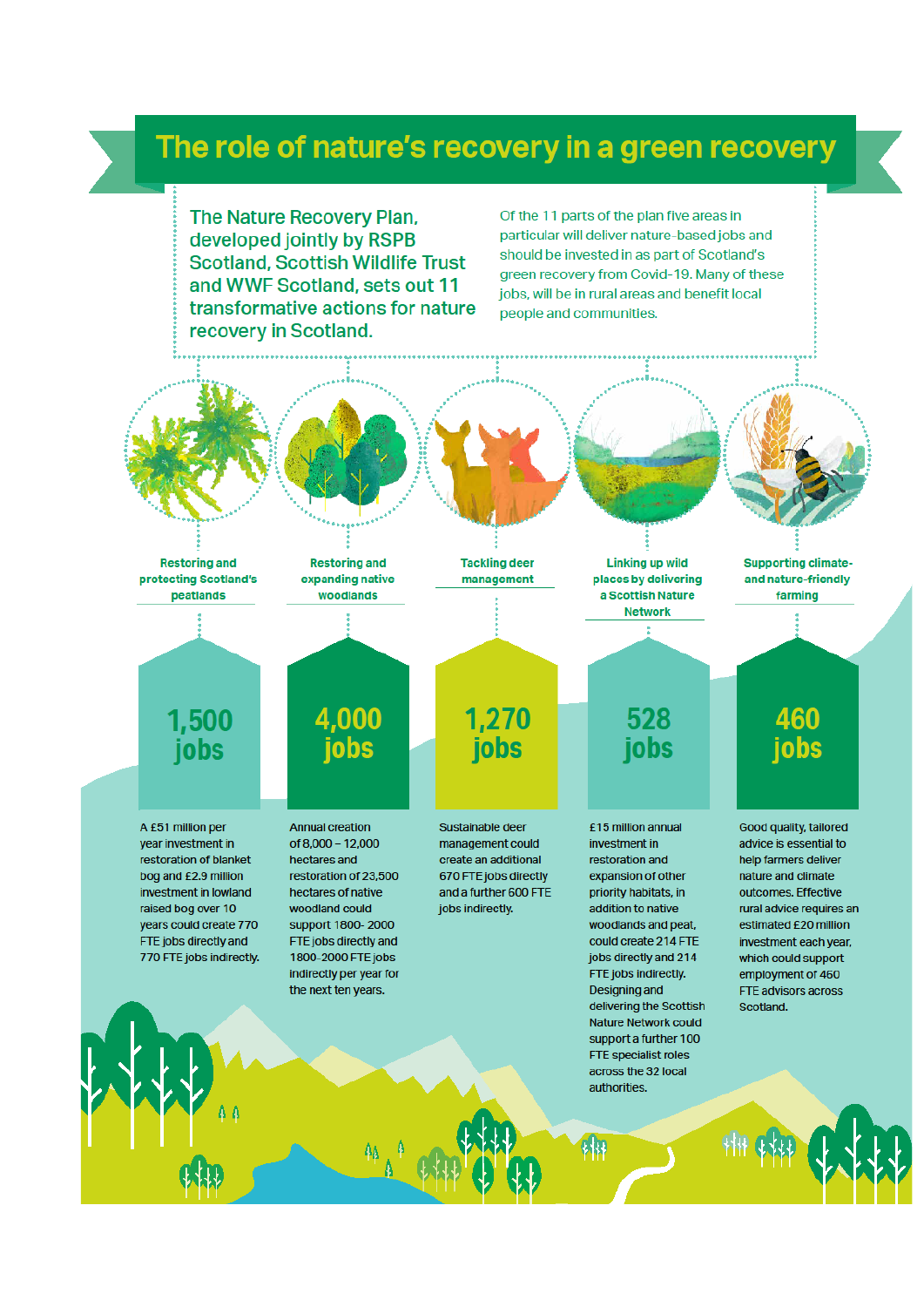# The role of nature's recovery in a green recovery

**The Nature Recovery Plan, developed jointly by RSPB Scotland, Scottish Wildlife Trust and WWF Scotland, sets out 11 transformative actions for nature recovery in Scotland.**

Of the 11 parts of the plan five areas in particular will deliver nature-based jobs and should be invested in as part of Scotland's green recovery from Covid-19. Many of these jobs, will be in rural areas and benefit local people and communities.

### Restoring and protecting Scotland's peatlands

**1,500 jobs**

A £51 million per year investment in restoration of blanket bog and £2.9 million investment in lowland raised bog over 10 years could create 770 FTE jobs directly and 770 FTE jobs indirectly.

### Restoring and expanding native woodlands

**4,000 jobs**

Annual creation of 8,000 – 12,000 hectares and restoration of 23,500 hectares of native woodland could support 1800- 2000 FTE jobs directly and 1800-2000 FTE jobs indirectly per year for the next ten years.

### Tackling deer management

**1,270 jobs**

Sustainable deer management could create an additional 670 FTE jobs directly and a further 600 FTE jobs indirectly.

### Linking up wild places by delivering a Scottish Nature Network

**528 jobs**

£15 million annual investment in restoration and expansion of other priority habitats, in addition to native woodlands and peat, could create 214 FTE jobs directly and 214 FTE jobs indirectly. Designing and delivering the Scottish Nature Network could support a further 100 FTE specialist roles across the 32 local authorities.

### Supporting climate- and nature-friendly farming

**460 jobs**

Good quality, tailored advice is essential to help farmers deliver nature and climate outcomes. Effective rural advice requires an estimated £20 million investment each year, which could support employment of 460 FTE advisors across Scotland.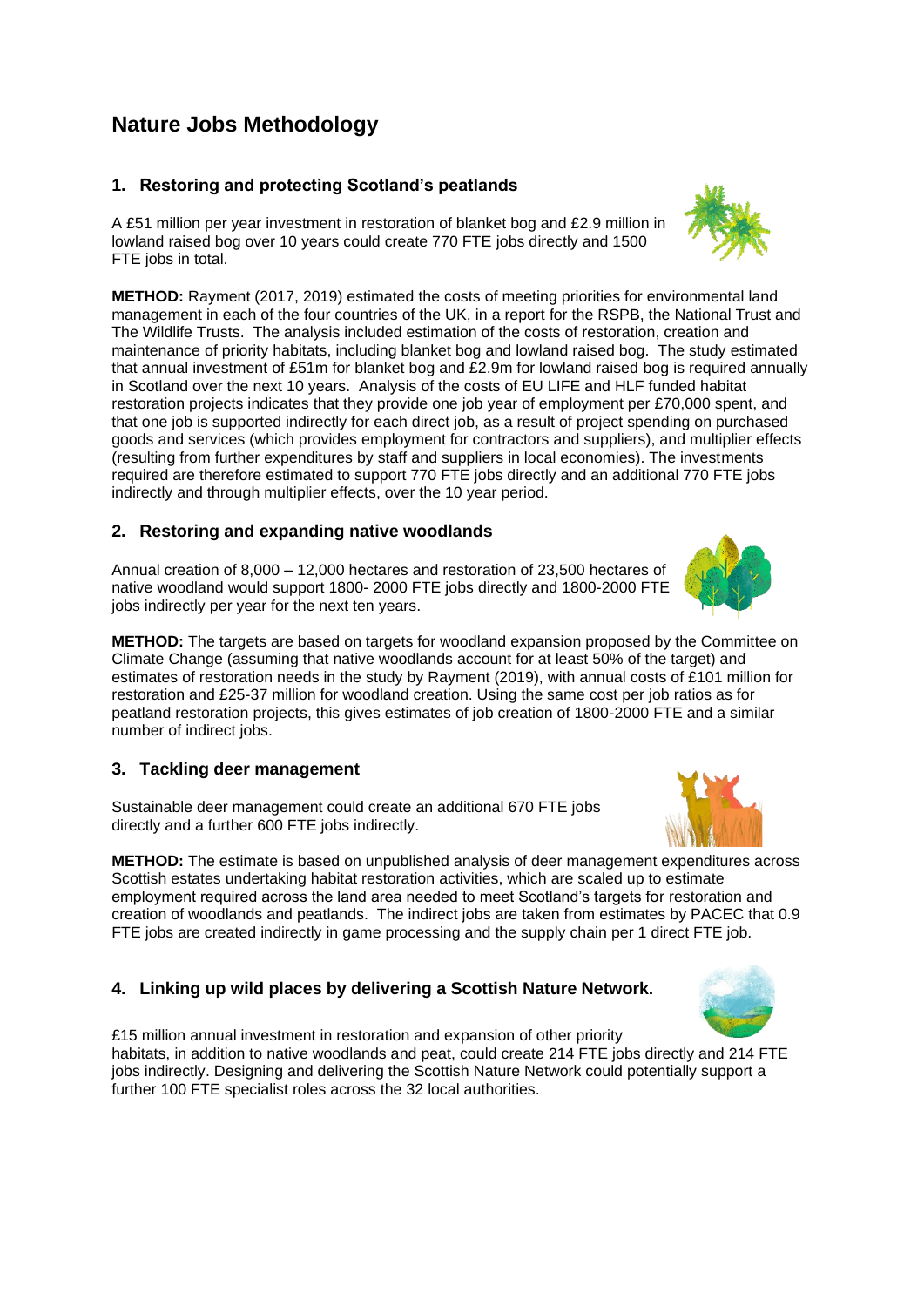# Nature Jobs Methodology

## 1. Restoring and protecting Scotland's peatlands

A £51 million per year investment in restoration of blanket bog and £2.9 million in lowland raised bog over 10 years could create 770 FTE jobs directly and 1500 FTE jobs in total.

**METHOD:** Rayment (2017, 2019) estimated the costs of meeting priorities for environmental land management in each of the four countries of the UK, in a report for the RSPB, the National Trust and The Wildlife Trusts. The analysis included estimation of the costs of restoration, creation and maintenance of priority habitats, including blanket bog and lowland raised bog. The study estimated that annual investment of £51m for blanket bog and £2.9m for lowland raised bog is required annually in Scotland over the next 10 years. Analysis of the costs of EU LIFE and HLF funded habitat restoration projects indicates that they provide one job year of employment per £70,000 spent, and that one job is supported indirectly for each direct job, as a result of project spending on purchased goods and services (which provides employment for contractors and suppliers), and multiplier effects (resulting from further expenditures by staff and suppliers in local economies). The investments required are therefore estimated to support 770 FTE jobs directly and an additional 770 FTE jobs indirectly and through multiplier effects, over the 10 year period.

## 2. Restoring and expanding native woodlands

Annual creation of 8,000 – 12,000 hectares and restoration of 23,500 hectares of native woodland would support 1800- 2000 FTE jobs directly and 1800-2000 FTE jobs indirectly per year for the next ten years.

**METHOD:** The targets are based on targets for woodland expansion proposed by the Committee on Climate Change (assuming that native woodlands account for at least 50% of the target) and estimates of restoration needs in the study by Rayment (2019), with annual costs of £101 million for restoration and £25-37 million for woodland creation. Using the same cost per job ratios as for peatland restoration projects, this gives estimates of job creation of 1800-2000 FTE and a similar number of indirect jobs.

## 3. Tackling deer management

Sustainable deer management could create an additional 670 FTE jobs directly and a further 600 FTE jobs indirectly.

**METHOD:** The estimate is based on unpublished analysis of deer management expenditures across Scottish estates undertaking habitat restoration activities, which are scaled up to estimate employment required across the land area needed to meet Scotland's targets for restoration and creation of woodlands and peatlands. The indirect jobs are taken from estimates by PACEC that 0.9 FTE jobs are created indirectly in game processing and the supply chain per 1 direct FTE job.

## 4. Linking up wild places by delivering a Scottish Nature Network.

£15 million annual investment in restoration and expansion of other priority habitats, in addition to native woodlands and peat, could create 214 FTE jobs directly and 214 FTE jobs indirectly. Designing and delivering the Scottish Nature Network could potentially support a further 100 FTE specialist roles across the 32 local authorities.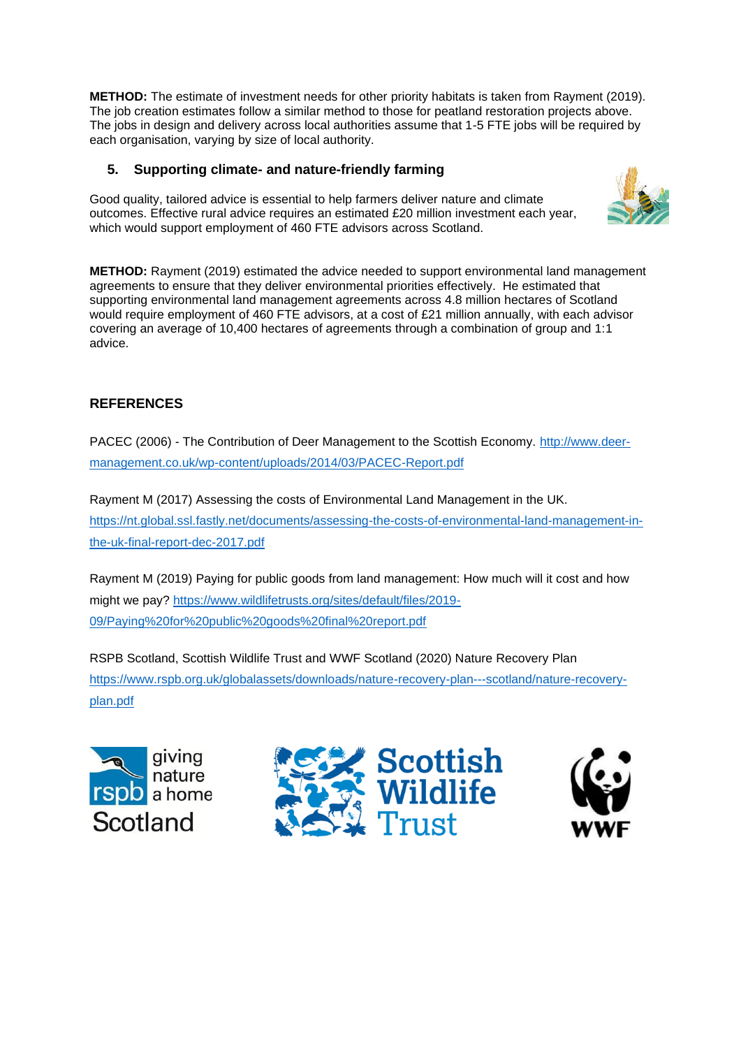**METHOD:** The estimate of investment needs for other priority habitats is taken from Rayment (2019). The job creation estimates follow a similar method to those for peatland restoration projects above. The jobs in design and delivery across local authorities assume that 1-5 FTE jobs will be required by each organisation, varying by size of local authority.

## 5. Supporting climate- and nature-friendly farming

Good quality, tailored advice is essential to help farmers deliver nature and climate outcomes. Effective rural advice requires an estimated £20 million investment each year, which would support employment of 460 FTE advisors across Scotland.

**METHOD:** Rayment (2019) estimated the advice needed to support environmental land management agreements to ensure that they deliver environmental priorities effectively. He estimated that supporting environmental land management agreements across 4.8 million hectares of Scotland would require employment of 460 FTE advisors, at a cost of £21 million annually, with each advisor covering an average of 10,400 hectares of agreements through a combination of group and 1:1 advice.

## REFERENCES

PACEC (2006) - The Contribution of Deer Management to the Scottish Economy. http://www.deer-management.co.uk/wp-content/uploads/2014/03/PACEC-Report.pdf

Rayment M (2017) Assessing the costs of Environmental Land Management in the UK. https://nt.global.ssl.fastly.net/documents/assessing-the-costs-of-environmental-land-management-in-the-uk-final-report-dec-2017.pdf

Rayment M (2019) Paying for public goods from land management: How much will it cost and how might we pay? https://www.wildlifetrusts.org/sites/default/files/2019-09/Paying%20for%20public%20goods%20final%20report.pdf

RSPB Scotland, Scottish Wildlife Trust and WWF Scotland (2020) Nature Recovery Plan https://www.rspb.org.uk/globalassets/downloads/nature-recovery-plan---scotland/nature-recovery-plan.pdf

rspb giving nature a home Scotland

Scottish Wildlife Trust

WWF